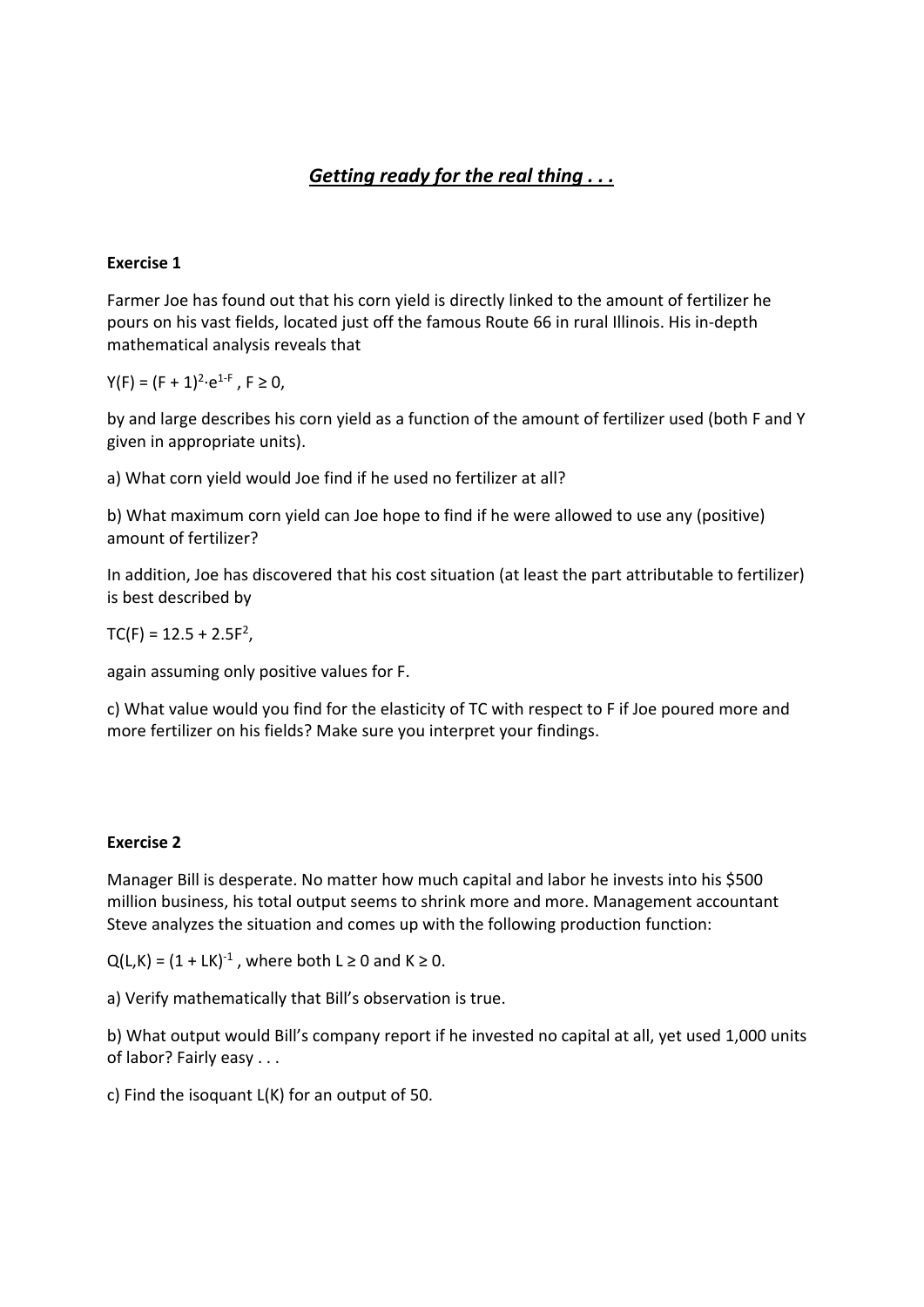# ***Getting ready for the real thing . . .***

**Exercise 1**

Farmer Joe has found out that his corn yield is directly linked to the amount of fertilizer he pours on his vast fields, located just off the famous Route 66 in rural Illinois. His in-depth mathematical analysis reveals that

$Y(F) = (F + 1)^2 \cdot e^{1-F}$ , $F \geq 0$,

by and large describes his corn yield as a function of the amount of fertilizer used (both F and Y given in appropriate units).

a) What corn yield would Joe find if he used no fertilizer at all?

b) What maximum corn yield can Joe hope to find if he were allowed to use any (positive) amount of fertilizer?

In addition, Joe has discovered that his cost situation (at least the part attributable to fertilizer) is best described by

$TC(F) = 12.5 + 2.5F^2$,

again assuming only positive values for F.

c) What value would you find for the elasticity of TC with respect to F if Joe poured more and more fertilizer on his fields? Make sure you interpret your findings.

**Exercise 2**

Manager Bill is desperate. No matter how much capital and labor he invests into his $500 million business, his total output seems to shrink more and more. Management accountant Steve analyzes the situation and comes up with the following production function:

$Q(L,K) = (1 + LK)^{-1}$ , where both $L \geq 0$ and $K \geq 0$.

a) Verify mathematically that Bill's observation is true.

b) What output would Bill's company report if he invested no capital at all, yet used 1,000 units of labor? Fairly easy . . .

c) Find the isoquant L(K) for an output of 50.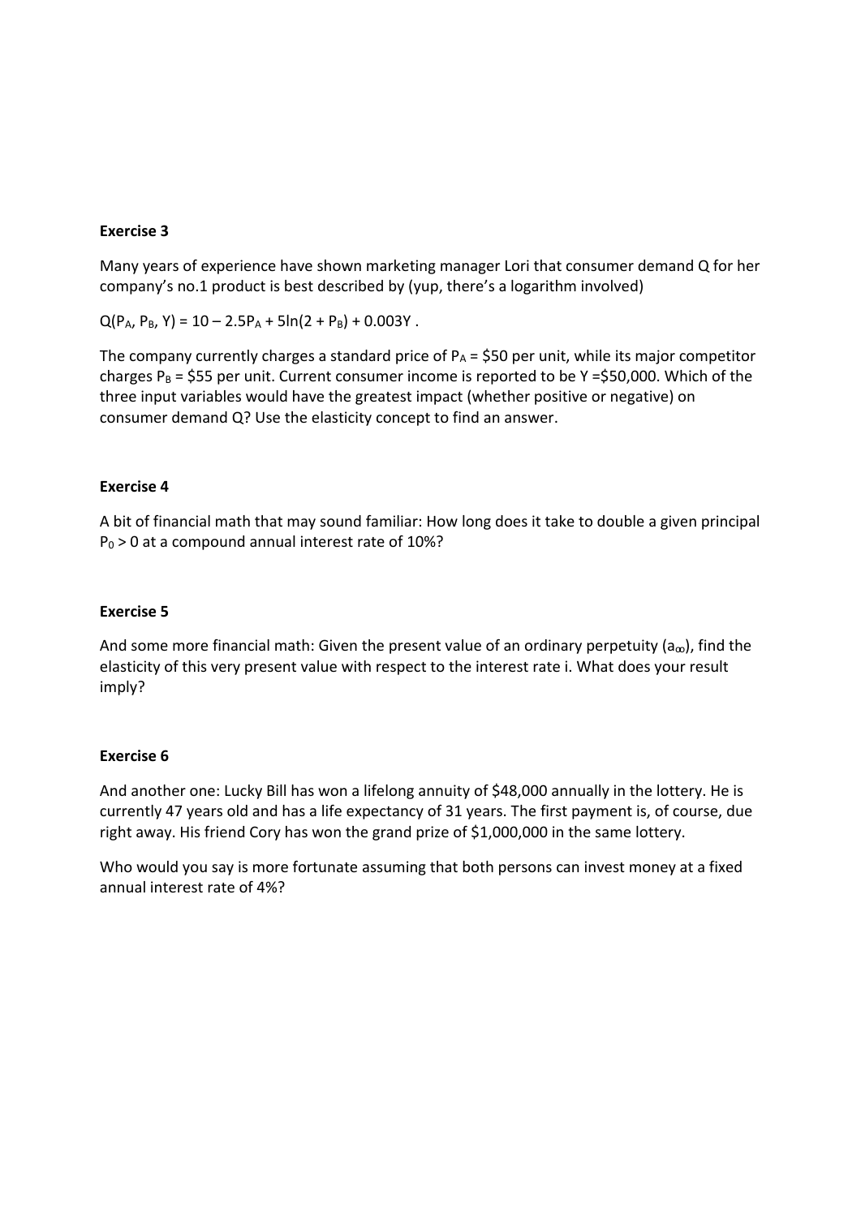**Exercise 3**

Many years of experience have shown marketing manager Lori that consumer demand Q for her company's no.1 product is best described by (yup, there's a logarithm involved)

$Q(P_A, P_B, Y) = 10 - 2.5P_A + 5\ln(2 + P_B) + 0.003Y$ .

The company currently charges a standard price of $P_A$ = \$50 per unit, while its major competitor charges $P_B$ = \$55 per unit. Current consumer income is reported to be Y =\$50,000. Which of the three input variables would have the greatest impact (whether positive or negative) on consumer demand Q? Use the elasticity concept to find an answer.

**Exercise 4**

A bit of financial math that may sound familiar: How long does it take to double a given principal $P_0 > 0$ at a compound annual interest rate of 10%?

**Exercise 5**

And some more financial math: Given the present value of an ordinary perpetuity ($a_\infty$), find the elasticity of this very present value with respect to the interest rate i. What does your result imply?

**Exercise 6**

And another one: Lucky Bill has won a lifelong annuity of \$48,000 annually in the lottery. He is currently 47 years old and has a life expectancy of 31 years. The first payment is, of course, due right away. His friend Cory has won the grand prize of \$1,000,000 in the same lottery.

Who would you say is more fortunate assuming that both persons can invest money at a fixed annual interest rate of 4%?